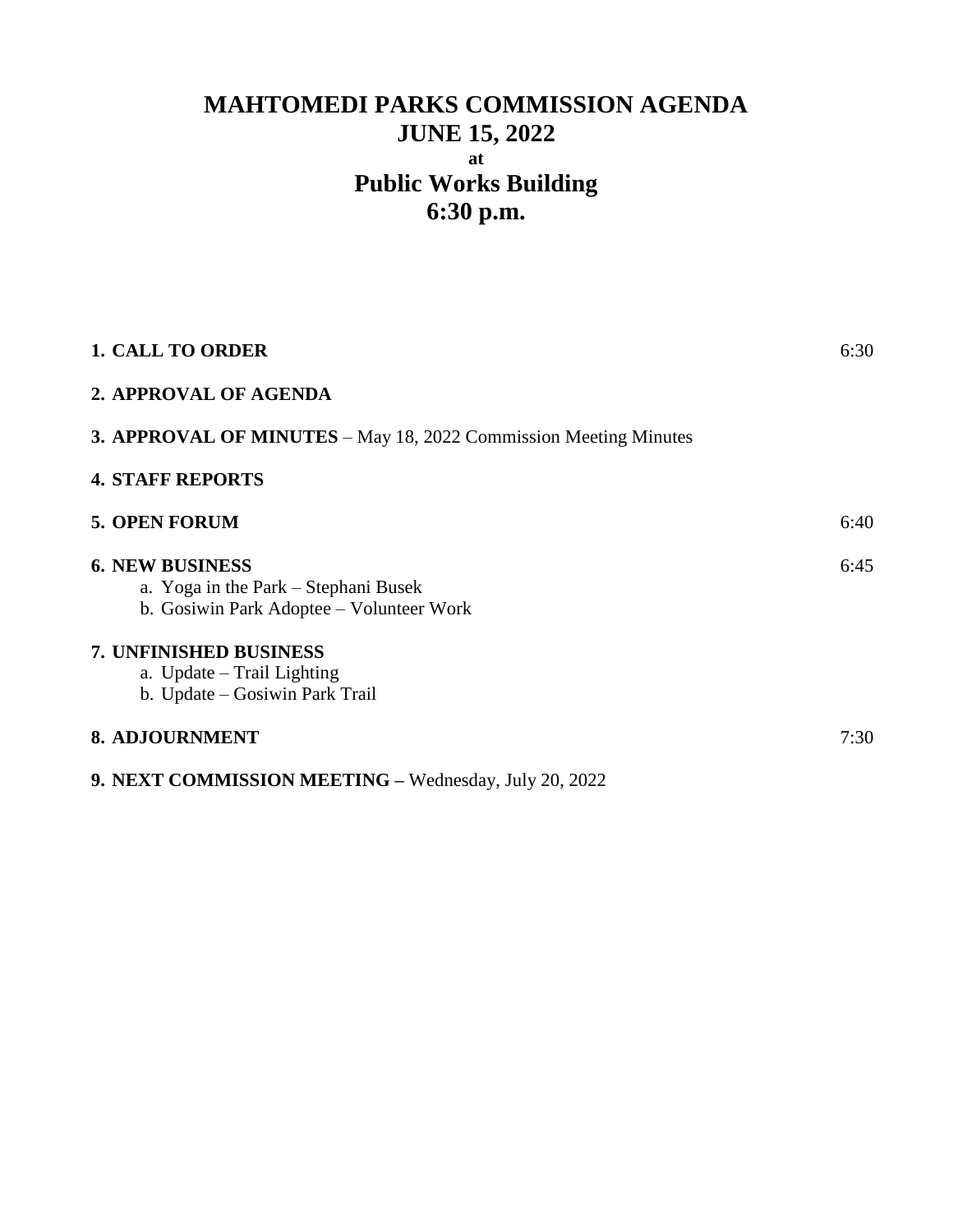# MAHTOMEDI PARKS COMMISSION AGENDA
# JUNE 15, 2022
### at
# Public Works Building
# 6:30 p.m.

**1. CALL TO ORDER** 6:30

**2. APPROVAL OF AGENDA**

**3. APPROVAL OF MINUTES** – May 18, 2022 Commission Meeting Minutes

**4. STAFF REPORTS**

**5. OPEN FORUM** 6:40

**6. NEW BUSINESS** 6:45

a. Yoga in the Park – Stephani Busek
b. Gosiwin Park Adoptee – Volunteer Work

**7. UNFINISHED BUSINESS**

a. Update – Trail Lighting
b. Update – Gosiwin Park Trail

**8. ADJOURNMENT** 7:30

**9. NEXT COMMISSION MEETING –** Wednesday, July 20, 2022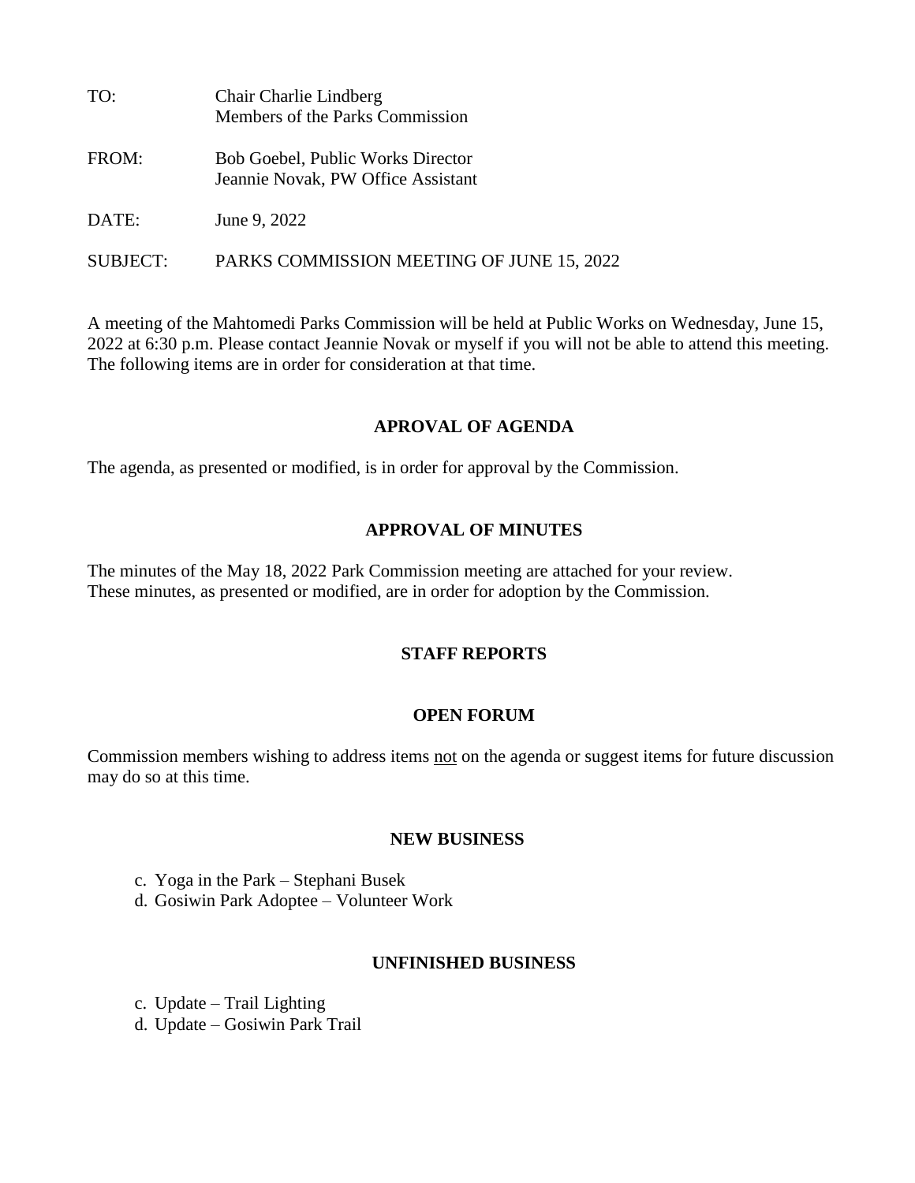TO: Chair Charlie Lindberg
Members of the Parks Commission

FROM: Bob Goebel, Public Works Director
Jeannie Novak, PW Office Assistant

DATE: June 9, 2022

SUBJECT: PARKS COMMISSION MEETING OF JUNE 15, 2022

A meeting of the Mahtomedi Parks Commission will be held at Public Works on Wednesday, June 15, 2022 at 6:30 p.m. Please contact Jeannie Novak or myself if you will not be able to attend this meeting. The following items are in order for consideration at that time.

## APROVAL OF AGENDA

The agenda, as presented or modified, is in order for approval by the Commission.

## APPROVAL OF MINUTES

The minutes of the May 18, 2022 Park Commission meeting are attached for your review. These minutes, as presented or modified, are in order for adoption by the Commission.

## STAFF REPORTS

## OPEN FORUM

Commission members wishing to address items not on the agenda or suggest items for future discussion may do so at this time.

## NEW BUSINESS

c. Yoga in the Park – Stephani Busek
d. Gosiwin Park Adoptee – Volunteer Work

## UNFINISHED BUSINESS

c. Update – Trail Lighting
d. Update – Gosiwin Park Trail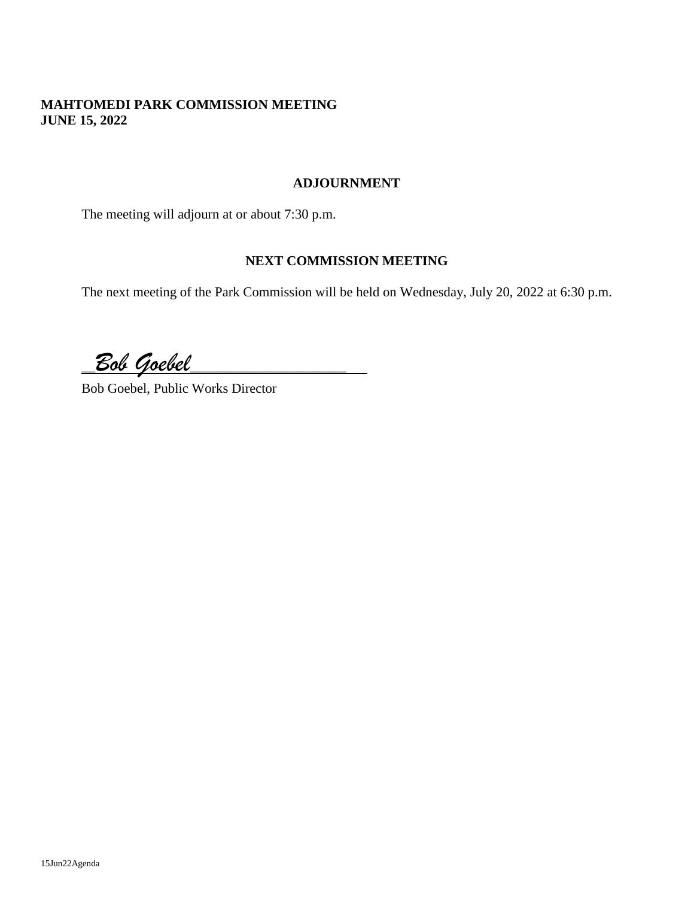**MAHTOMEDI PARK COMMISSION MEETING**
**JUNE 15, 2022**

## ADJOURNMENT

The meeting will adjourn at or about 7:30 p.m.

## NEXT COMMISSION MEETING

The next meeting of the Park Commission will be held on Wednesday, July 20, 2022 at 6:30 p.m.

_*Bob Goebel*_____________________

Bob Goebel, Public Works Director